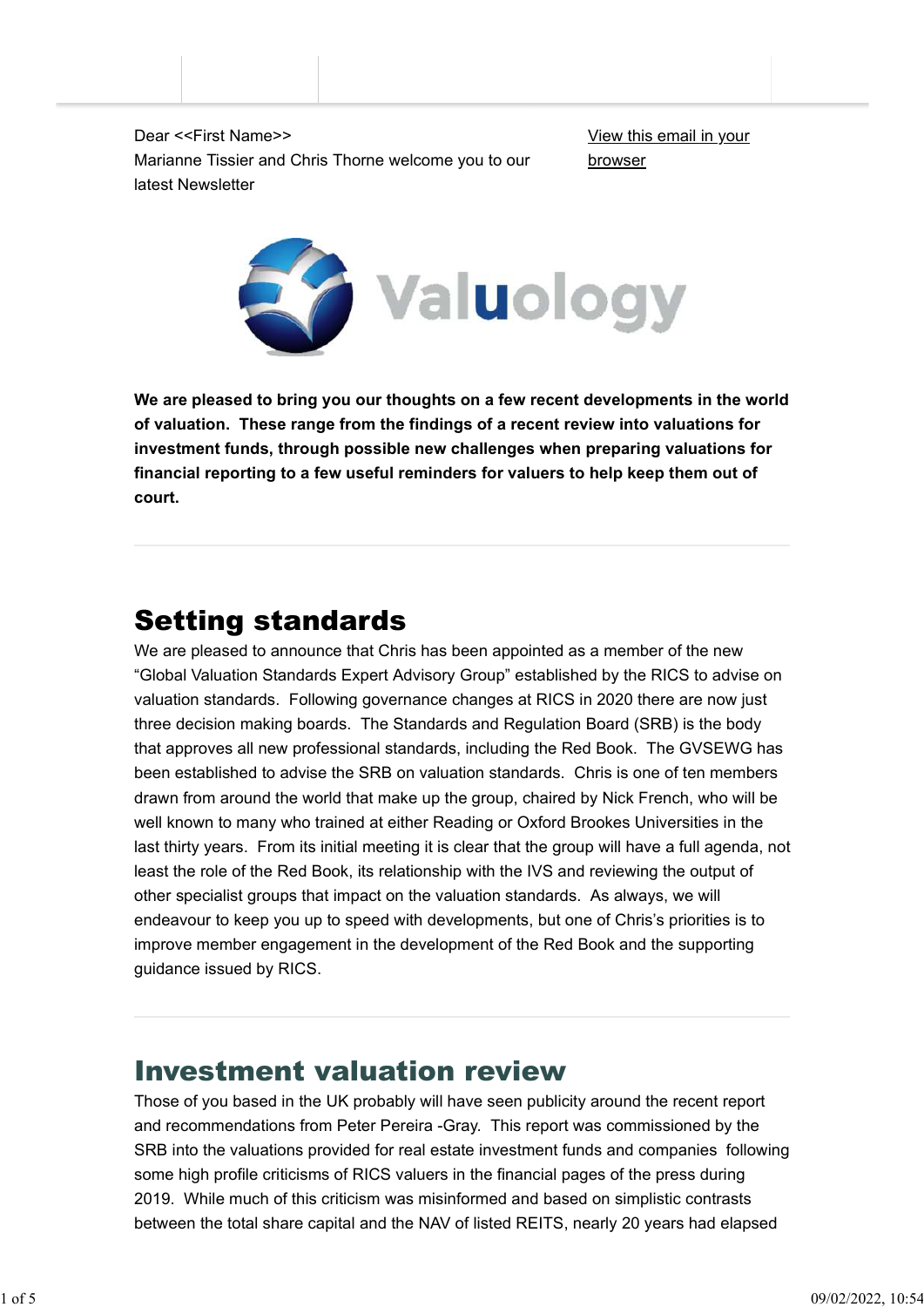Dear <<First Name>>
Marianne Tissier and Chris Thorne welcome you to our latest Newsletter

View this email in your browser

**We are pleased to bring you our thoughts on a few recent developments in the world of valuation. These range from the findings of a recent review into valuations for investment funds, through possible new challenges when preparing valuations for financial reporting to a few useful reminders for valuers to help keep them out of court.**

## Setting standards

We are pleased to announce that Chris has been appointed as a member of the new "Global Valuation Standards Expert Advisory Group" established by the RICS to advise on valuation standards. Following governance changes at RICS in 2020 there are now just three decision making boards. The Standards and Regulation Board (SRB) is the body that approves all new professional standards, including the Red Book. The GVSEWG has been established to advise the SRB on valuation standards. Chris is one of ten members drawn from around the world that make up the group, chaired by Nick French, who will be well known to many who trained at either Reading or Oxford Brookes Universities in the last thirty years. From its initial meeting it is clear that the group will have a full agenda, not least the role of the Red Book, its relationship with the IVS and reviewing the output of other specialist groups that impact on the valuation standards. As always, we will endeavour to keep you up to speed with developments, but one of Chris's priorities is to improve member engagement in the development of the Red Book and the supporting guidance issued by RICS.

## Investment valuation review

Those of you based in the UK probably will have seen publicity around the recent report and recommendations from Peter Pereira -Gray. This report was commissioned by the SRB into the valuations provided for real estate investment funds and companies following some high profile criticisms of RICS valuers in the financial pages of the press during 2019. While much of this criticism was misinformed and based on simplistic contrasts between the total share capital and the NAV of listed REITS, nearly 20 years had elapsed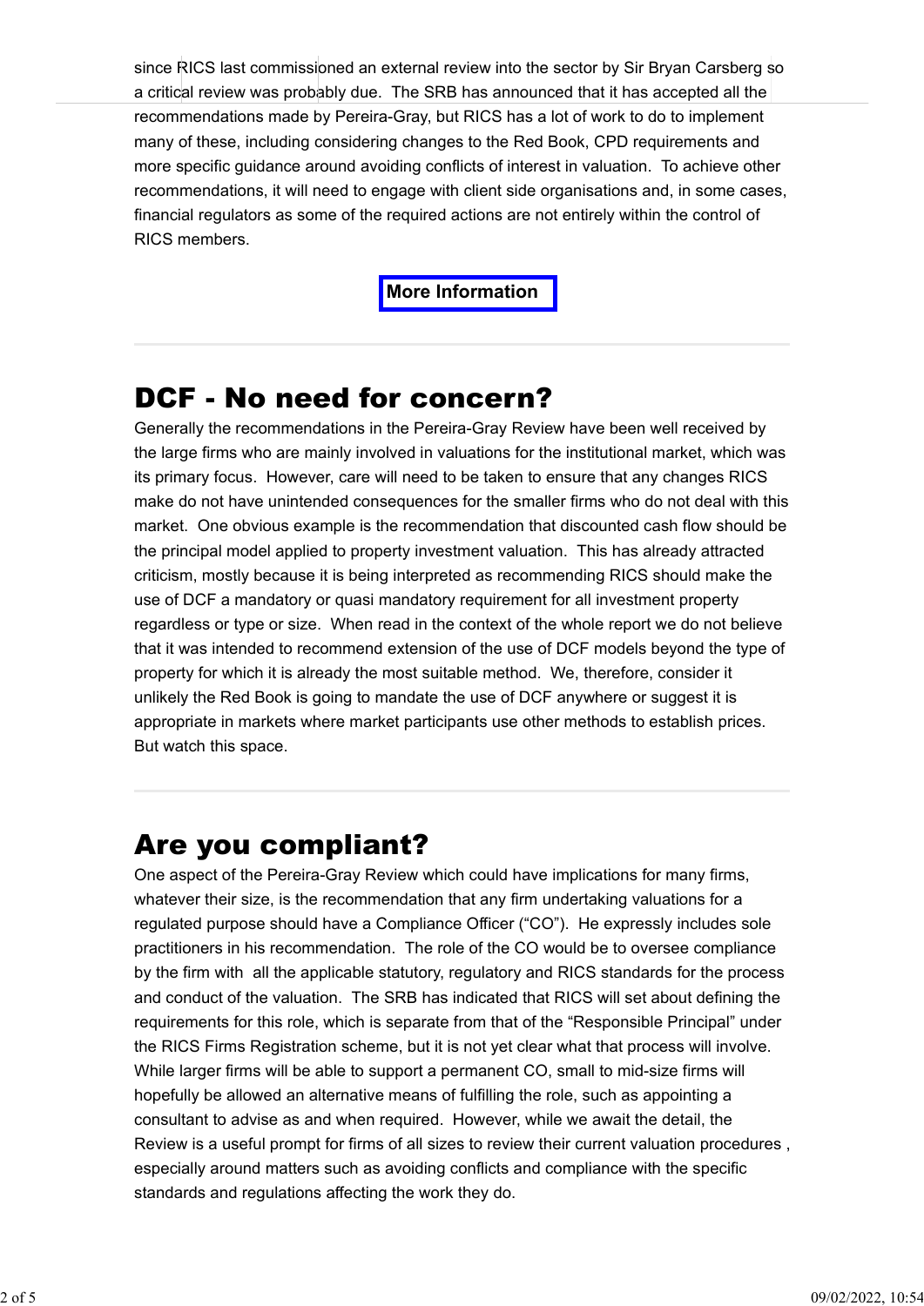since RICS last commissioned an external review into the sector by Sir Bryan Carsberg so a critical review was probably due. The SRB has announced that it has accepted all the recommendations made by Pereira-Gray, but RICS has a lot of work to do to implement many of these, including considering changes to the Red Book, CPD requirements and more specific guidance around avoiding conflicts of interest in valuation. To achieve other recommendations, it will need to engage with client side organisations and, in some cases, financial regulators as some of the required actions are not entirely within the control of RICS members.

**More Information**

---

# DCF - No need for concern?

Generally the recommendations in the Pereira-Gray Review have been well received by the large firms who are mainly involved in valuations for the institutional market, which was its primary focus. However, care will need to be taken to ensure that any changes RICS make do not have unintended consequences for the smaller firms who do not deal with this market. One obvious example is the recommendation that discounted cash flow should be the principal model applied to property investment valuation. This has already attracted criticism, mostly because it is being interpreted as recommending RICS should make the use of DCF a mandatory or quasi mandatory requirement for all investment property regardless or type or size. When read in the context of the whole report we do not believe that it was intended to recommend extension of the use of DCF models beyond the type of property for which it is already the most suitable method. We, therefore, consider it unlikely the Red Book is going to mandate the use of DCF anywhere or suggest it is appropriate in markets where market participants use other methods to establish prices. But watch this space.

---

# Are you compliant?

One aspect of the Pereira-Gray Review which could have implications for many firms, whatever their size, is the recommendation that any firm undertaking valuations for a regulated purpose should have a Compliance Officer ("CO"). He expressly includes sole practitioners in his recommendation. The role of the CO would be to oversee compliance by the firm with all the applicable statutory, regulatory and RICS standards for the process and conduct of the valuation. The SRB has indicated that RICS will set about defining the requirements for this role, which is separate from that of the "Responsible Principal" under the RICS Firms Registration scheme, but it is not yet clear what that process will involve. While larger firms will be able to support a permanent CO, small to mid-size firms will hopefully be allowed an alternative means of fulfilling the role, such as appointing a consultant to advise as and when required. However, while we await the detail, the Review is a useful prompt for firms of all sizes to review their current valuation procedures , especially around matters such as avoiding conflicts and compliance with the specific standards and regulations affecting the work they do.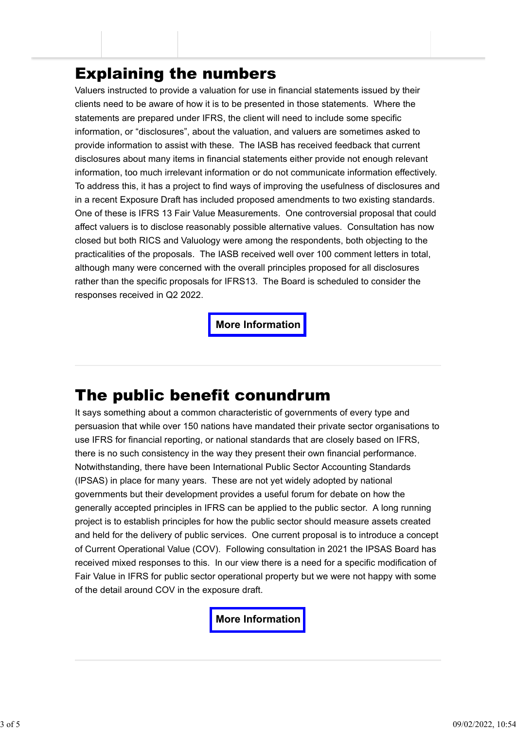## Explaining the numbers

Valuers instructed to provide a valuation for use in financial statements issued by their clients need to be aware of how it is to be presented in those statements. Where the statements are prepared under IFRS, the client will need to include some specific information, or "disclosures", about the valuation, and valuers are sometimes asked to provide information to assist with these. The IASB has received feedback that current disclosures about many items in financial statements either provide not enough relevant information, too much irrelevant information or do not communicate information effectively. To address this, it has a project to find ways of improving the usefulness of disclosures and in a recent Exposure Draft has included proposed amendments to two existing standards. One of these is IFRS 13 Fair Value Measurements. One controversial proposal that could affect valuers is to disclose reasonably possible alternative values. Consultation has now closed but both RICS and Valuology were among the respondents, both objecting to the practicalities of the proposals. The IASB received well over 100 comment letters in total, although many were concerned with the overall principles proposed for all disclosures rather than the specific proposals for IFRS13. The Board is scheduled to consider the responses received in Q2 2022.

**More Information**

## The public benefit conundrum

It says something about a common characteristic of governments of every type and persuasion that while over 150 nations have mandated their private sector organisations to use IFRS for financial reporting, or national standards that are closely based on IFRS, there is no such consistency in the way they present their own financial performance. Notwithstanding, there have been International Public Sector Accounting Standards (IPSAS) in place for many years. These are not yet widely adopted by national governments but their development provides a useful forum for debate on how the generally accepted principles in IFRS can be applied to the public sector. A long running project is to establish principles for how the public sector should measure assets created and held for the delivery of public services. One current proposal is to introduce a concept of Current Operational Value (COV). Following consultation in 2021 the IPSAS Board has received mixed responses to this. In our view there is a need for a specific modification of Fair Value in IFRS for public sector operational property but we were not happy with some of the detail around COV in the exposure draft.

**More Information**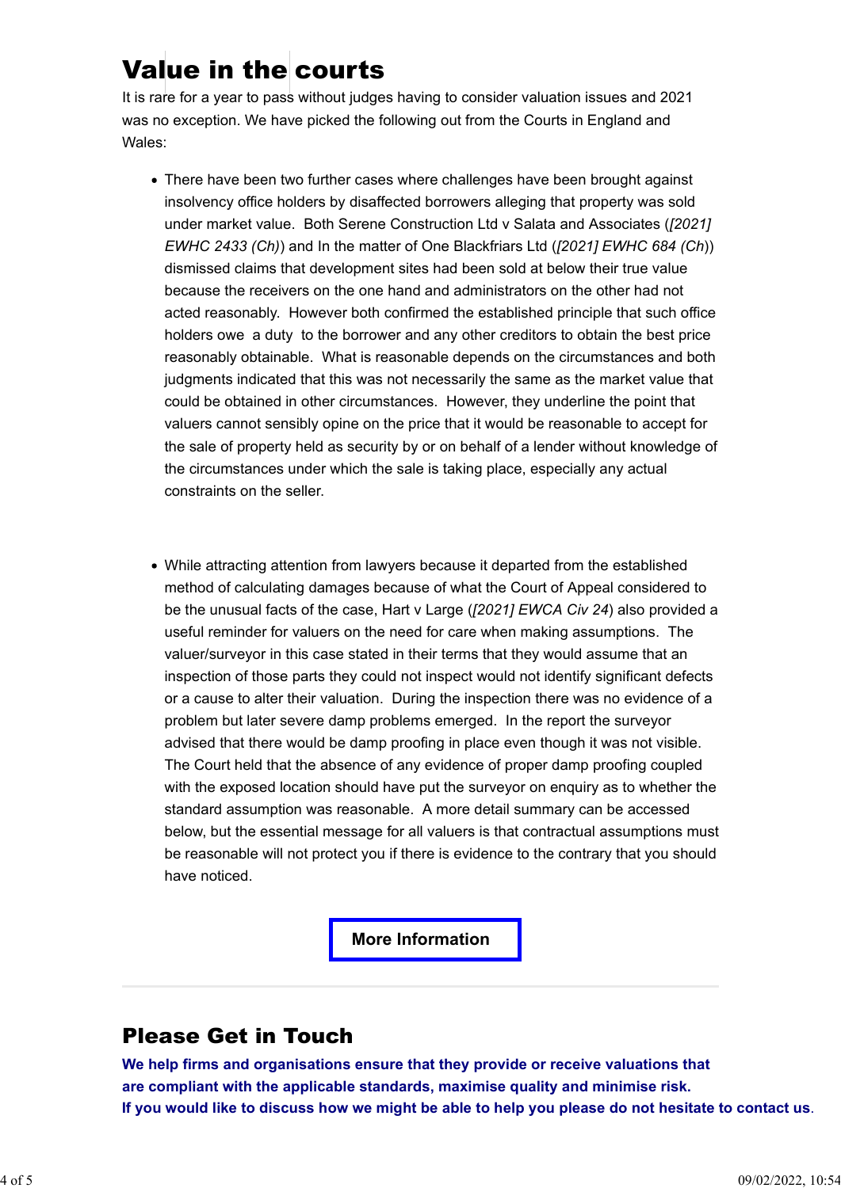# Value in the courts

It is rare for a year to pass without judges having to consider valuation issues and 2021 was no exception. We have picked the following out from the Courts in England and Wales:

- There have been two further cases where challenges have been brought against insolvency office holders by disaffected borrowers alleging that property was sold under market value. Both Serene Construction Ltd v Salata and Associates (*[2021] EWHC 2433 (Ch)*) and In the matter of One Blackfriars Ltd (*[2021] EWHC 684 (Ch)*) dismissed claims that development sites had been sold at below their true value because the receivers on the one hand and administrators on the other had not acted reasonably. However both confirmed the established principle that such office holders owe a duty to the borrower and any other creditors to obtain the best price reasonably obtainable. What is reasonable depends on the circumstances and both judgments indicated that this was not necessarily the same as the market value that could be obtained in other circumstances. However, they underline the point that valuers cannot sensibly opine on the price that it would be reasonable to accept for the sale of property held as security by or on behalf of a lender without knowledge of the circumstances under which the sale is taking place, especially any actual constraints on the seller.

- While attracting attention from lawyers because it departed from the established method of calculating damages because of what the Court of Appeal considered to be the unusual facts of the case, Hart v Large (*[2021] EWCA Civ 24*) also provided a useful reminder for valuers on the need for care when making assumptions. The valuer/surveyor in this case stated in their terms that they would assume that an inspection of those parts they could not inspect would not identify significant defects or a cause to alter their valuation. During the inspection there was no evidence of a problem but later severe damp problems emerged. In the report the surveyor advised that there would be damp proofing in place even though it was not visible. The Court held that the absence of any evidence of proper damp proofing coupled with the exposed location should have put the surveyor on enquiry as to whether the standard assumption was reasonable. A more detail summary can be accessed below, but the essential message for all valuers is that contractual assumptions must be reasonable will not protect you if there is evidence to the contrary that you should have noticed.

**More Information**

---

# Please Get in Touch

**We help firms and organisations ensure that they provide or receive valuations that are compliant with the applicable standards, maximise quality and minimise risk.**
**If you would like to discuss how we might be able to help you please do not hesitate to contact us.**